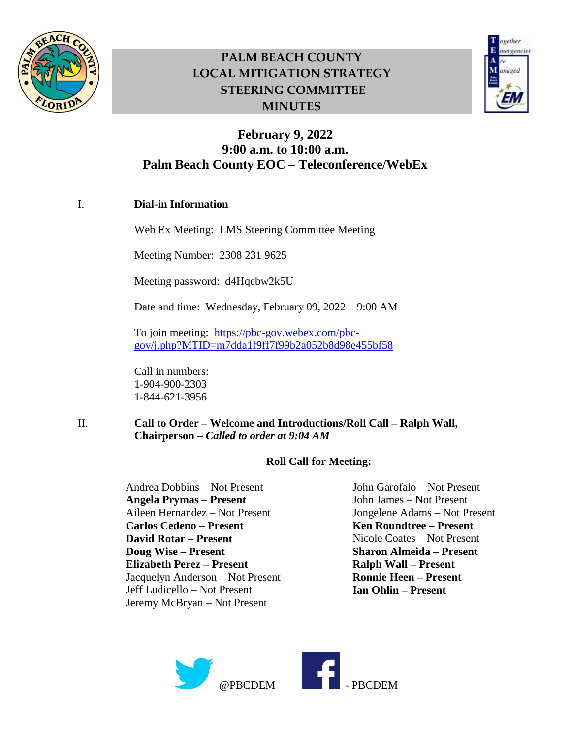# PALM BEACH COUNTY LOCAL MITIGATION STRATEGY STEERING COMMITTEE MINUTES

**February 9, 2022**
**9:00 a.m. to 10:00 a.m.**
**Palm Beach County EOC – Teleconference/WebEx**

I. **Dial-in Information**

Web Ex Meeting: LMS Steering Committee Meeting

Meeting Number: 2308 231 9625

Meeting password: d4Hqebw2k5U

Date and time: Wednesday, February 09, 2022 9:00 AM

To join meeting: [https://pbc-gov.webex.com/pbc-gov/j.php?MTID=m7dda1f9ff7f99b2a052b8d98e455bf58](https://pbc-gov.webex.com/pbc-gov/j.php?MTID=m7dda1f9ff7f99b2a052b8d98e455bf58)

Call in numbers:
1-904-900-2303
1-844-621-3956

II. **Call to Order – Welcome and Introductions/Roll Call – Ralph Wall, Chairperson –** ***Called to order at 9:04 AM***

**Roll Call for Meeting:**

Andrea Dobbins – Not Present
**Angela Prymas – Present**
Aileen Hernandez – Not Present
**Carlos Cedeno – Present**
**David Rotar – Present**
**Doug Wise – Present**
**Elizabeth Perez – Present**
Jacquelyn Anderson – Not Present
Jeff Ludicello – Not Present
Jeremy McBryan – Not Present
John Garofalo – Not Present
John James – Not Present
Jongelene Adams – Not Present
**Ken Roundtree – Present**
Nicole Coates – Not Present
**Sharon Almeida – Present**
**Ralph Wall – Present**
**Ronnie Heen – Present**
**Ian Ohlin – Present**

@PBCDEM - PBCDEM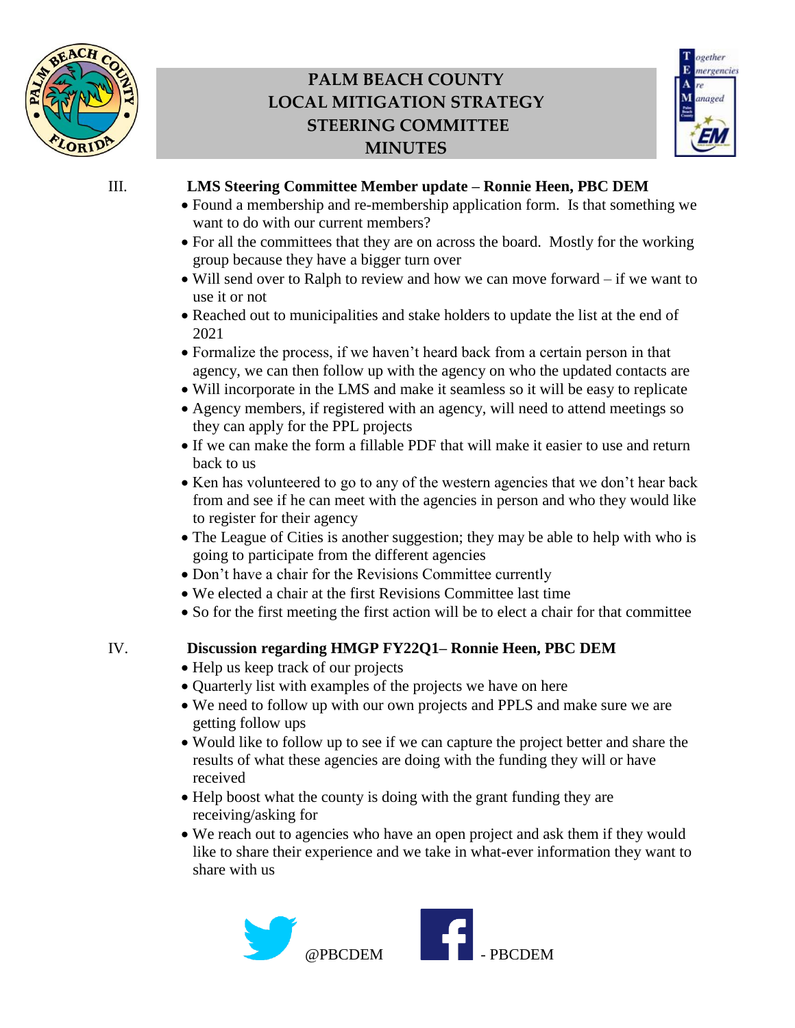III. **LMS Steering Committee Member update – Ronnie Heen, PBC DEM**

- Found a membership and re-membership application form. Is that something we want to do with our current members?
- For all the committees that they are on across the board. Mostly for the working group because they have a bigger turn over
- Will send over to Ralph to review and how we can move forward – if we want to use it or not
- Reached out to municipalities and stake holders to update the list at the end of 2021
- Formalize the process, if we haven't heard back from a certain person in that agency, we can then follow up with the agency on who the updated contacts are
- Will incorporate in the LMS and make it seamless so it will be easy to replicate
- Agency members, if registered with an agency, will need to attend meetings so they can apply for the PPL projects
- If we can make the form a fillable PDF that will make it easier to use and return back to us
- Ken has volunteered to go to any of the western agencies that we don't hear back from and see if he can meet with the agencies in person and who they would like to register for their agency
- The League of Cities is another suggestion; they may be able to help with who is going to participate from the different agencies
- Don't have a chair for the Revisions Committee currently
- We elected a chair at the first Revisions Committee last time
- So for the first meeting the first action will be to elect a chair for that committee

IV. **Discussion regarding HMGP FY22Q1– Ronnie Heen, PBC DEM**

- Help us keep track of our projects
- Quarterly list with examples of the projects we have on here
- We need to follow up with our own projects and PPLS and make sure we are getting follow ups
- Would like to follow up to see if we can capture the project better and share the results of what these agencies are doing with the funding they will or have received
- Help boost what the county is doing with the grant funding they are receiving/asking for
- We reach out to agencies who have an open project and ask them if they would like to share their experience and we take in what-ever information they want to share with us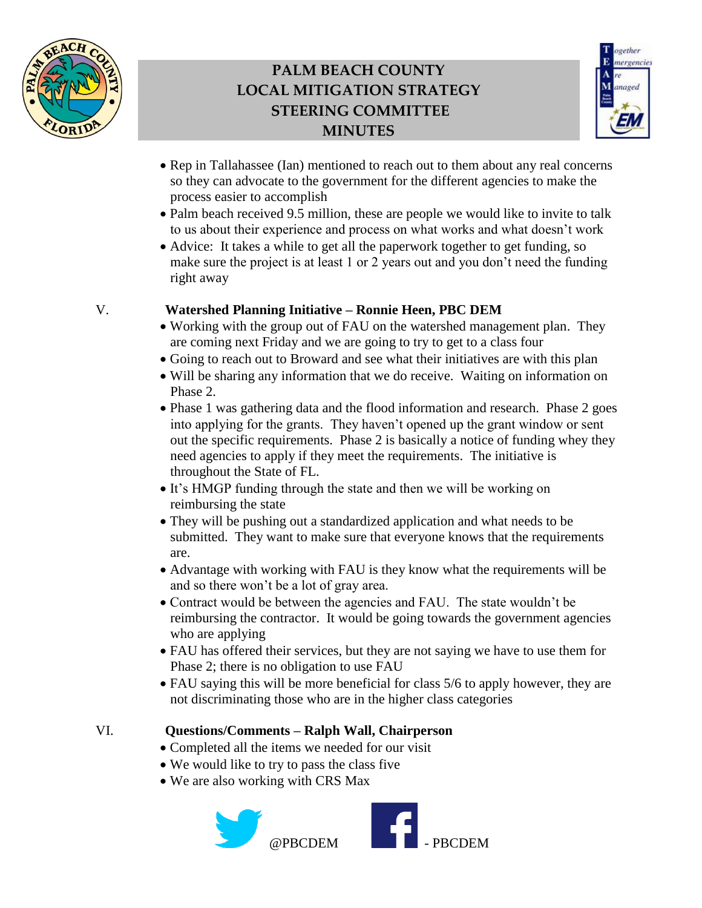- Rep in Tallahassee (Ian) mentioned to reach out to them about any real concerns so they can advocate to the government for the different agencies to make the process easier to accomplish
- Palm beach received 9.5 million, these are people we would like to invite to talk to us about their experience and process on what works and what doesn't work
- Advice: It takes a while to get all the paperwork together to get funding, so make sure the project is at least 1 or 2 years out and you don't need the funding right away

V. **Watershed Planning Initiative – Ronnie Heen, PBC DEM**

- Working with the group out of FAU on the watershed management plan. They are coming next Friday and we are going to try to get to a class four
- Going to reach out to Broward and see what their initiatives are with this plan
- Will be sharing any information that we do receive. Waiting on information on Phase 2.
- Phase 1 was gathering data and the flood information and research. Phase 2 goes into applying for the grants. They haven't opened up the grant window or sent out the specific requirements. Phase 2 is basically a notice of funding whey they need agencies to apply if they meet the requirements. The initiative is throughout the State of FL.
- It's HMGP funding through the state and then we will be working on reimbursing the state
- They will be pushing out a standardized application and what needs to be submitted. They want to make sure that everyone knows that the requirements are.
- Advantage with working with FAU is they know what the requirements will be and so there won't be a lot of gray area.
- Contract would be between the agencies and FAU. The state wouldn't be reimbursing the contractor. It would be going towards the government agencies who are applying
- FAU has offered their services, but they are not saying we have to use them for Phase 2; there is no obligation to use FAU
- FAU saying this will be more beneficial for class 5/6 to apply however, they are not discriminating those who are in the higher class categories

VI. **Questions/Comments – Ralph Wall, Chairperson**

- Completed all the items we needed for our visit
- We would like to try to pass the class five
- We are also working with CRS Max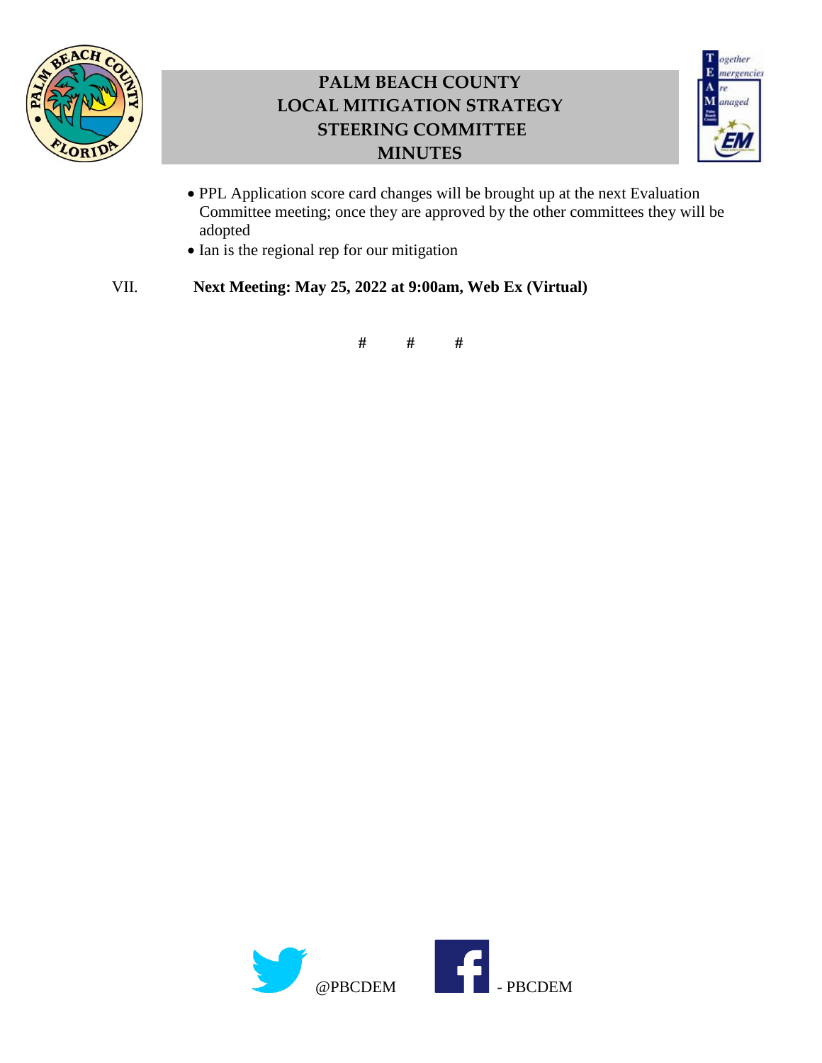- PPL Application score card changes will be brought up at the next Evaluation Committee meeting; once they are approved by the other committees they will be adopted
- Ian is the regional rep for our mitigation

VII. **Next Meeting: May 25, 2022 at 9:00am, Web Ex (Virtual)**

# # #

@PBCDEM - PBCDEM